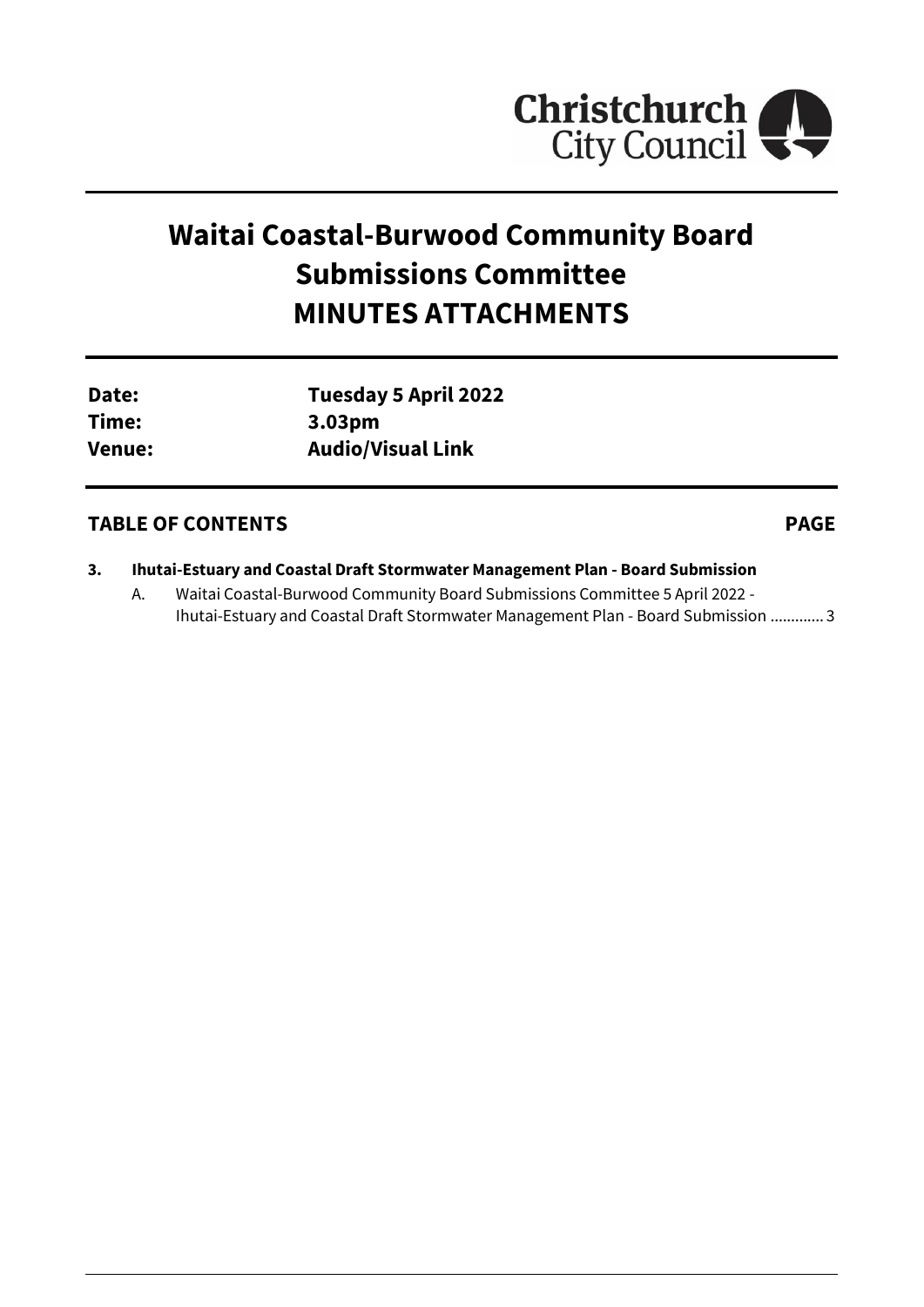Christchurch City Council

# Waitai Coastal-Burwood Community Board Submissions Committee MINUTES ATTACHMENTS

| | |
|---|---|
| **Date:** | **Tuesday 5 April 2022** |
| **Time:** | **3.03pm** |
| **Venue:** | **Audio/Visual Link** |

## TABLE OF CONTENTS **PAGE**

**3. Ihutai-Estuary and Coastal Draft Stormwater Management Plan - Board Submission**

A. Waitai Coastal-Burwood Community Board Submissions Committee 5 April 2022 - Ihutai-Estuary and Coastal Draft Stormwater Management Plan - Board Submission ............ 3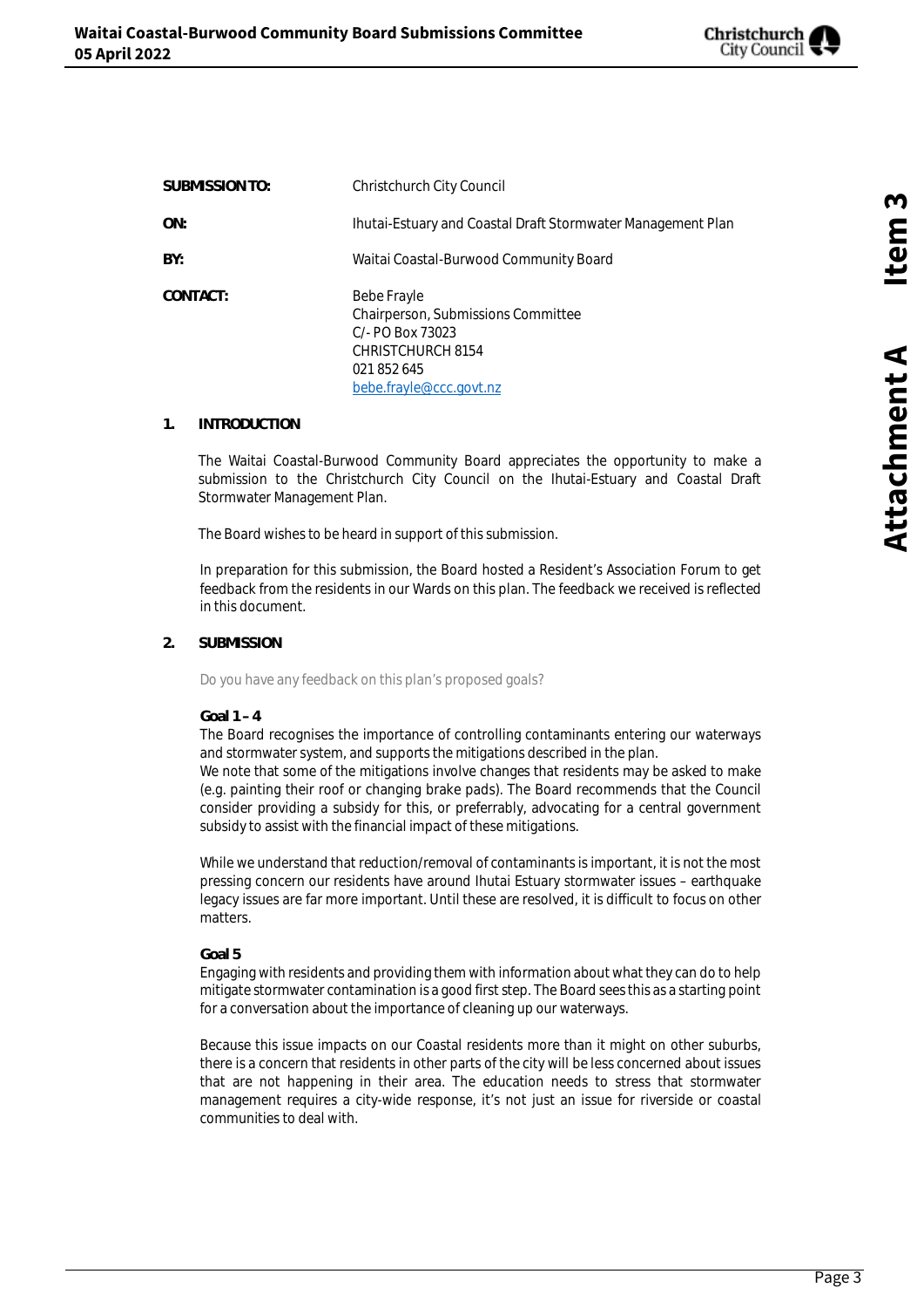| | |
|---|---|
| **SUBMISSION TO:** | Christchurch City Council |
| **ON:** | Ihutai-Estuary and Coastal Draft Stormwater Management Plan |
| **BY:** | Waitai Coastal-Burwood Community Board |
| **CONTACT:** | Bebe Frayle<br>Chairperson, Submissions Committee<br>C/- PO Box 73023<br>CHRISTCHURCH 8154<br>021 852 645<br>bebe.frayle@ccc.govt.nz |

## 1. INTRODUCTION

The Waitai Coastal-Burwood Community Board appreciates the opportunity to make a submission to the Christchurch City Council on the Ihutai-Estuary and Coastal Draft Stormwater Management Plan.

The Board wishes to be heard in support of this submission.

In preparation for this submission, the Board hosted a Resident's Association Forum to get feedback from the residents in our Wards on this plan. The feedback we received is reflected in this document.

## 2. SUBMISSION

Do you have any feedback on this plan's proposed goals?

**Goal 1 – 4**

The Board recognises the importance of controlling contaminants entering our waterways and stormwater system, and supports the mitigations described in the plan.

We note that some of the mitigations involve changes that residents may be asked to make (e.g. painting their roof or changing brake pads). The Board recommends that the Council consider providing a subsidy for this, or preferrably, advocating for a central government subsidy to assist with the financial impact of these mitigations.

While we understand that reduction/removal of contaminants is important, it is not the most pressing concern our residents have around Ihutai Estuary stormwater issues – earthquake legacy issues are far more important. Until these are resolved, it is difficult to focus on other matters.

**Goal 5**

Engaging with residents and providing them with information about what they can do to help mitigate stormwater contamination is a good first step. The Board sees this as a starting point for a conversation about the importance of cleaning up our waterways.

Because this issue impacts on our Coastal residents more than it might on other suburbs, there is a concern that residents in other parts of the city will be less concerned about issues that are not happening in their area. The education needs to stress that stormwater management requires a city-wide response, it's not just an issue for riverside or coastal communities to deal with.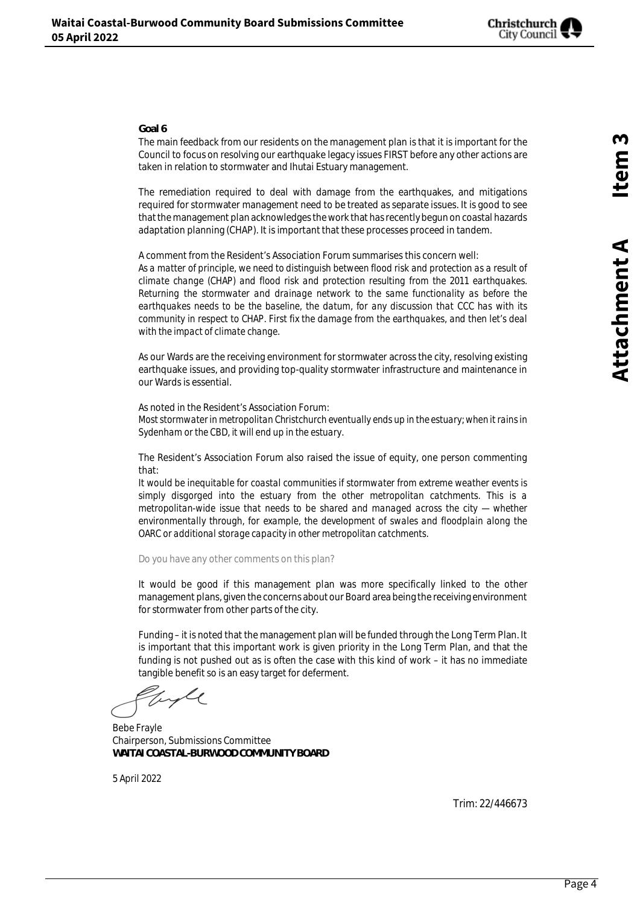**Goal 6**

The main feedback from our residents on the management plan is that it is important for the Council to focus on resolving our earthquake legacy issues FIRST before any other actions are taken in relation to stormwater and Ihutai Estuary management.

The remediation required to deal with damage from the earthquakes, and mitigations required for stormwater management need to be treated as separate issues. It is good to see that the management plan acknowledges the work that has recently begun on coastal hazards adaptation planning (CHAP). It is important that these processes proceed in tandem.

A comment from the Resident's Association Forum summarises this concern well:
*As a matter of principle, we need to distinguish between flood risk and protection as a result of climate change (CHAP) and flood risk and protection resulting from the 2011 earthquakes. Returning the stormwater and drainage network to the same functionality as before the earthquakes needs to be the baseline, the datum, for any discussion that CCC has with its community in respect to CHAP. First fix the damage from the earthquakes, and then let's deal with the impact of climate change.*

As our Wards are the receiving environment for stormwater across the city, resolving existing earthquake issues, and providing top-quality stormwater infrastructure and maintenance in our Wards is essential.

As noted in the Resident's Association Forum:
*Most stormwater in metropolitan Christchurch eventually ends up in the estuary; when it rains in Sydenham or the CBD, it will end up in the estuary.*

The Resident's Association Forum also raised the issue of equity, one person commenting that:
*It would be inequitable for coastal communities if stormwater from extreme weather events is simply disgorged into the estuary from the other metropolitan catchments. This is a metropolitan-wide issue that needs to be shared and managed across the city — whether environmentally through, for example, the development of swales and floodplain along the OARC or additional storage capacity in other metropolitan catchments.*

Do you have any other comments on this plan?

It would be good if this management plan was more specifically linked to the other management plans, given the concerns about our Board area being the receiving environment for stormwater from other parts of the city.

Funding – it is noted that the management plan will be funded through the Long Term Plan. It is important that this important work is given priority in the Long Term Plan, and that the funding is not pushed out as is often the case with this kind of work – it has no immediate tangible benefit so is an easy target for deferment.

Bebe Frayle
Chairperson, Submissions Committee
**WAITAI COASTAL-BURWOOD COMMUNITY BOARD**

5 April 2022

Trim: 22/446673